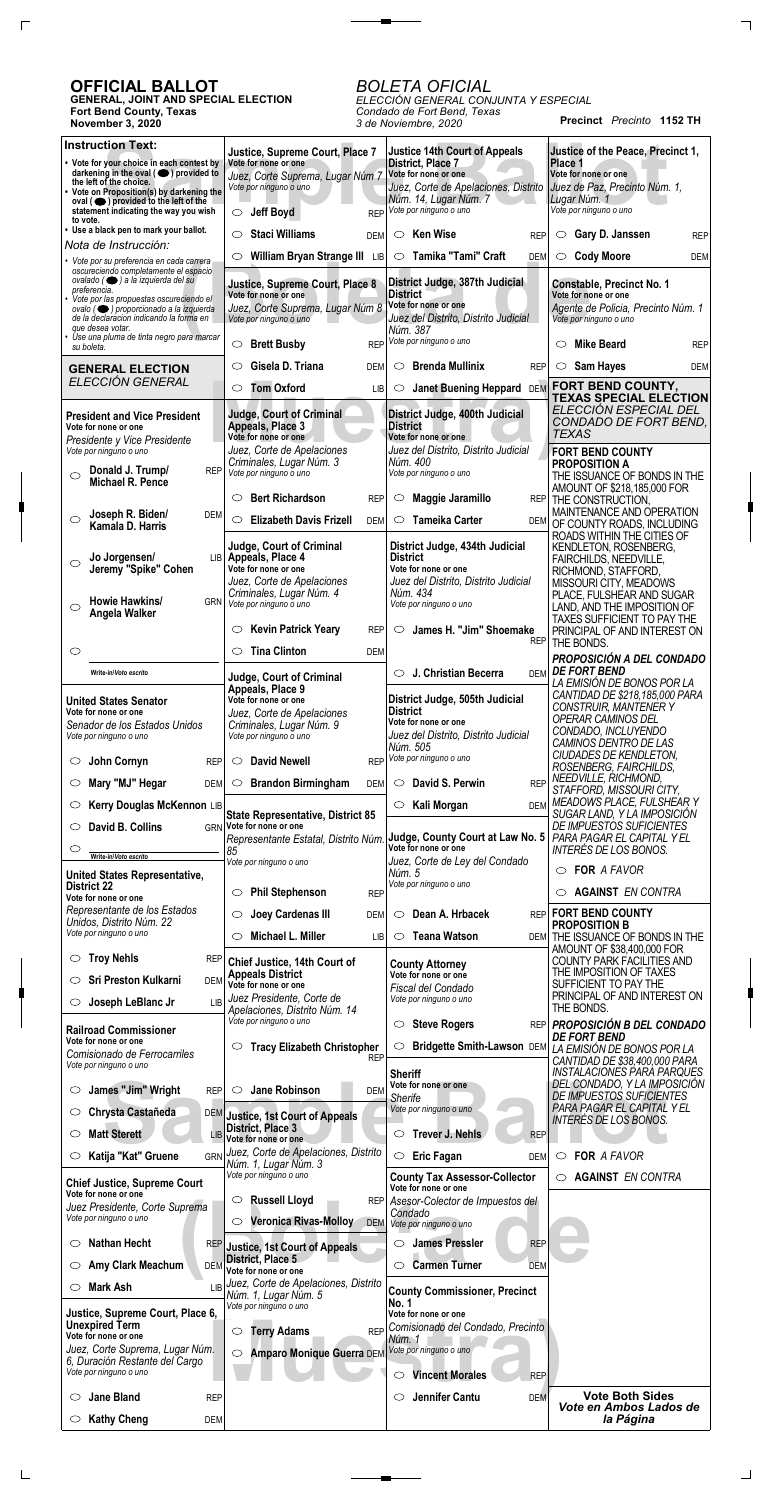# OFFICIAL BALLOT

**GENERAL, JOINT AND SPECIAL ELECTION**
**Fort Bend County, Texas**
**November 3, 2020**

*BOLETA OFICIAL*
*ELECCIÓN GENERAL CONJUNTA Y ESPECIAL*
*Condado de Fort Bend, Texas*
*3 de Noviembre, 2020*

**Precinct** *Precinto* **1152 TH**

## Instruction Text:

- Vote for your choice in each contest by darkening in the oval ( ⬬ ) provided to the left of the choice.
- Vote on Proposition(s) by darkening the oval ( ⬬ ) provided to the left of the statement indicating the way you wish to vote.
- Use a black pen to mark your ballot.

*Nota de Instrucción:*

- *Vote por su preferencia en cada carrera oscureciendo completamente el espacio ovalado ( ⬬ ) a la izquierda del su preferencia.*
- *Vote por las propuestas oscureciendo el ovalo ( ⬬ ) proporcionado a la izquierda de la declaracion indicando la forma en que desea votar.*
- *Use una pluma de tinta negro para marcar su boleta.*

## GENERAL ELECTION
*ELECCIÓN GENERAL*

### President and Vice President
Vote for none or one
*Presidente y Vice Presidente*
*Vote por ninguno o uno*

- ○ Donald J. Trump/ Michael R. Pence — REP
- ○ Joseph R. Biden/ Kamala D. Harris — DEM
- ○ Jo Jorgensen/ Jeremy "Spike" Cohen — LIB
- ○ Howie Hawkins/ Angela Walker — GRN
- ○ ________ Write-in/Voto escrito

### United States Senator
Vote for none or one
*Senador de los Estados Unidos*
*Vote por ninguno o uno*

- ○ John Cornyn — REP
- ○ Mary "MJ" Hegar — DEM
- ○ Kerry Douglas McKennon — LIB
- ○ David B. Collins — GRN
- ○ ________ Write-in/Voto escrito

### United States Representative, District 22
Vote for none or one
*Representante de los Estados Unidos, Distrito Núm. 22*
*Vote por ninguno o uno*

- ○ Troy Nehls — REP
- ○ Sri Preston Kulkarni — DEM
- ○ Joseph LeBlanc Jr — LIB

### Railroad Commissioner
Vote for none or one
*Comisionado de Ferrocarriles*
*Vote por ninguno o uno*

- ○ James "Jim" Wright — REP
- ○ Chrysta Castañeda — DEM
- ○ Matt Sterett — LIB
- ○ Katija "Kat" Gruene — GRN

### Chief Justice, Supreme Court
Vote for none or one
*Juez Presidente, Corte Suprema*
*Vote por ninguno o uno*

- ○ Nathan Hecht — REP
- ○ Amy Clark Meachum — DEM
- ○ Mark Ash — LIB

### Justice, Supreme Court, Place 6, Unexpired Term
Vote for none or one
*Juez, Corte Suprema, Lugar Núm. 6, Duración Restante del Cargo*
*Vote por ninguno o uno*

- ○ Jane Bland — REP
- ○ Kathy Cheng — DEM

### Justice, Supreme Court, Place 7
Vote for none or one
*Juez, Corte Suprema, Lugar Núm 7*
*Vote por ninguno o uno*

- ○ Jeff Boyd — REP
- ○ Staci Williams — DEM
- ○ William Bryan Strange III — LIB

### Justice, Supreme Court, Place 8
Vote for none or one
*Juez, Corte Suprema, Lugar Núm 8*
*Vote por ninguno o uno*

- ○ Brett Busby — REP
- ○ Gisela D. Triana — DEM
- ○ Tom Oxford — LIB

### Judge, Court of Criminal Appeals, Place 3
Vote for none or one
*Juez, Corte de Apelaciones Criminales, Lugar Núm. 3*
*Vote por ninguno o uno*

- ○ Bert Richardson — REP
- ○ Elizabeth Davis Frizell — DEM

### Judge, Court of Criminal Appeals, Place 4
Vote for none or one
*Juez, Corte de Apelaciones Criminales, Lugar Núm. 4*
*Vote por ninguno o uno*

- ○ Kevin Patrick Yeary — REP
- ○ Tina Clinton — DEM

### Judge, Court of Criminal Appeals, Place 9
Vote for none or one
*Juez, Corte de Apelaciones Criminales, Lugar Núm. 9*
*Vote por ninguno o uno*

- ○ David Newell — REP
- ○ Brandon Birmingham — DEM

### State Representative, District 85
Vote for none or one
*Representante Estatal, Distrito Núm. 85*
*Vote por ninguno o uno*

- ○ Phil Stephenson — REP
- ○ Joey Cardenas III — DEM
- ○ Michael L. Miller — LIB

### Chief Justice, 14th Court of Appeals District
Vote for none or one
*Juez Presidente, Corte de Apelaciones, Distrito Núm. 14*
*Vote por ninguno o uno*

- ○ Tracy Elizabeth Christopher — REP
- ○ Jane Robinson — DEM

### Justice, 1st Court of Appeals District, Place 3
Vote for none or one
*Juez, Corte de Apelaciones, Distrito Núm. 1, Lugar Núm. 3*
*Vote por ninguno o uno*

- ○ Russell Lloyd — REP
- ○ Veronica Rivas-Molloy — DEM

### Justice, 1st Court of Appeals District, Place 5
Vote for none or one
*Juez, Corte de Apelaciones, Distrito Núm. 1, Lugar Núm. 5*
*Vote por ninguno o uno*

- ○ Terry Adams — REP
- ○ Amparo Monique Guerra — DEM

### Justice 14th Court of Appeals District, Place 7
Vote for none or one
*Juez, Corte de Apelaciones, Distrito Núm. 14, Lugar Núm. 7*
*Vote por ninguno o uno*

- ○ Ken Wise — REP
- ○ Tamika "Tami" Craft — DEM

### District Judge, 387th Judicial District
Vote for none or one
*Juez del Distrito, Distrito Judicial Núm. 387*
*Vote por ninguno o uno*

- ○ Brenda Mullinix — REP
- ○ Janet Buening Heppard — DEM

### District Judge, 400th Judicial District
Vote for none or one
*Juez del Distrito, Distrito Judicial Núm. 400*
*Vote por ninguno o uno*

- ○ Maggie Jaramillo — REP
- ○ Tameika Carter — DEM

### District Judge, 434th Judicial District
Vote for none or one
*Juez del Distrito, Distrito Judicial Núm. 434*
*Vote por ninguno o uno*

- ○ James H. "Jim" Shoemake — REP
- ○ J. Christian Becerra — DEM

### District Judge, 505th Judicial District
Vote for none or one
*Juez del Distrito, Distrito Judicial Núm. 505*
*Vote por ninguno o uno*

- ○ David S. Perwin — REP
- ○ Kali Morgan — DEM

### Judge, County Court at Law No. 5
Vote for none or one
*Juez, Corte de Ley del Condado Núm. 5*
*Vote por ninguno o uno*

- ○ Dean A. Hrbacek — REP
- ○ Teana Watson — DEM

### County Attorney
Vote for none or one
*Fiscal del Condado*
*Vote por ninguno o uno*

- ○ Steve Rogers — REP
- ○ Bridgette Smith-Lawson — DEM

### Sheriff
Vote for none or one
*Sherife*
*Vote por ninguno o uno*

- ○ Trever J. Nehls — REP
- ○ Eric Fagan — DEM

### County Tax Assessor-Collector
Vote for none or one
*Asesor-Colector de Impuestos del Condado*
*Vote por ninguno o uno*

- ○ James Pressler — REP
- ○ Carmen Turner — DEM

### County Commissioner, Precinct No. 1
Vote for none or one
*Comisionado del Condado, Precinto Núm. 1*
*Vote por ninguno o uno*

- ○ Vincent Morales — REP
- ○ Jennifer Cantu — DEM

### Justice of the Peace, Precinct 1, Place 1
Vote for none or one
*Juez de Paz, Precinto Núm. 1, Lugar Núm. 1*
*Vote por ninguno o uno*

- ○ Gary D. Janssen — REP
- ○ Cody Moore — DEM

### Constable, Precinct No. 1
Vote for none or one
*Agente de Policia, Precinto Núm. 1*
*Vote por ninguno o uno*

- ○ Mike Beard — REP
- ○ Sam Hayes — DEM

## FORT BEND COUNTY, TEXAS SPECIAL ELECTION
*ELECCIÓN ESPECIAL DEL CONDADO DE FORT BEND, TEXAS*

### FORT BEND COUNTY PROPOSITION A

THE ISSUANCE OF BONDS IN THE AMOUNT OF $218,185,000 FOR THE CONSTRUCTION, MAINTENANCE AND OPERATION OF COUNTY ROADS, INCLUDING ROADS WITHIN THE CITIES OF KENDLETON, ROSENBERG, FAIRCHILDS, NEEDVILLE, RICHMOND, STAFFORD, MISSOURI CITY, MEADOWS PLACE, FULSHEAR AND SUGAR LAND, AND THE IMPOSITION OF TAXES SUFFICIENT TO PAY THE PRINCIPAL OF AND INTEREST ON THE BONDS.

*PROPOSICIÓN A DEL CONDADO DE FORT BEND*

*LA EMISIÓN DE BONOS POR LA CANTIDAD DE $218,185,000 PARA CONSTRUIR, MANTENER Y OPERAR CAMINOS DEL CONDADO, INCLUYENDO CAMINOS DENTRO DE LAS CIUDADES DE KENDLETON, ROSENBERG, FAIRCHILDS, NEEDVILLE, RICHMOND, STAFFORD, MISSOURI CITY, MEADOWS PLACE, FULSHEAR Y SUGAR LAND, Y LA IMPOSICIÓN DE IMPUESTOS SUFICIENTES PARA PAGAR EL CAPITAL Y EL INTERÉS DE LOS BONOS.*

- ○ **FOR** *A FAVOR*
- ○ **AGAINST** *EN CONTRA*

### FORT BEND COUNTY PROPOSITION B

THE ISSUANCE OF BONDS IN THE AMOUNT OF $38,400,000 FOR COUNTY PARK FACILITIES AND THE IMPOSITION OF TAXES SUFFICIENT TO PAY THE PRINCIPAL OF AND INTEREST ON THE BONDS.

*PROPOSICIÓN B DEL CONDADO DE FORT BEND*

*LA EMISIÓN DE BONOS POR LA CANTIDAD DE $38,400,000 PARA INSTALACIONES PARA PARQUES DEL CONDADO, Y LA IMPOSICIÓN DE IMPUESTOS SUFICIENTES PARA PAGAR EL CAPITAL Y EL INTERÉS DE LOS BONOS.*

- ○ **FOR** *A FAVOR*
- ○ **AGAINST** *EN CONTRA*

**Vote Both Sides**
***Vote en Ambos Lados de la Página***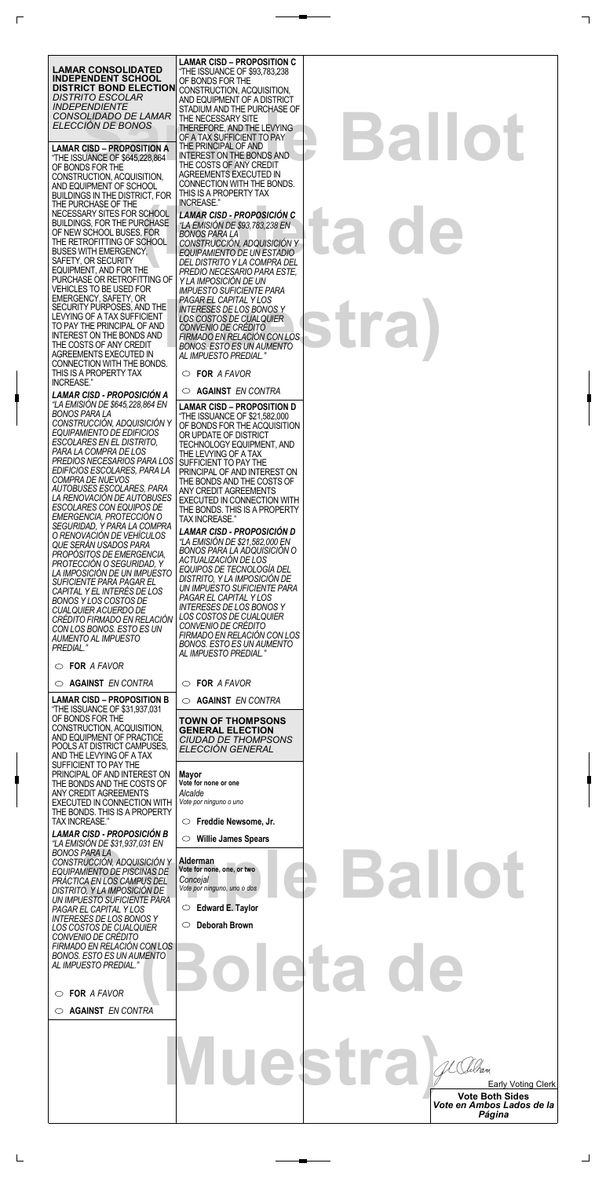## LAMAR CONSOLIDATED INDEPENDENT SCHOOL DISTRICT BOND ELECTION

*DISTRITO ESCOLAR INDEPENDIENTE CONSOLIDADO DE LAMAR ELECCIÓN DE BONOS*

**LAMAR CISD – PROPOSITION A**

"THE ISSUANCE OF $645,228,864 OF BONDS FOR THE CONSTRUCTION, ACQUISITION, AND EQUIPMENT OF SCHOOL BUILDINGS IN THE DISTRICT, FOR THE PURCHASE OF THE NECESSARY SITES FOR SCHOOL BUILDINGS, FOR THE PURCHASE OF NEW SCHOOL BUSES, FOR THE RETROFITTING OF SCHOOL BUSES WITH EMERGENCY, SAFETY, OR SECURITY EQUIPMENT, AND FOR THE PURCHASE OR RETROFITTING OF VEHICLES TO BE USED FOR EMERGENCY, SAFETY, OR SECURITY PURPOSES, AND THE LEVYING OF A TAX SUFFICIENT TO PAY THE PRINCIPAL OF AND INTEREST ON THE BONDS AND THE COSTS OF ANY CREDIT AGREEMENTS EXECUTED IN CONNECTION WITH THE BONDS. THIS IS A PROPERTY TAX INCREASE."

***LAMAR CISD - PROPOSICIÓN A***

*"LA EMISIÓN DE $645,228,864 EN BONOS PARA LA CONSTRUCCIÓN, ADQUISICIÓN Y EQUIPAMIENTO DE EDIFICIOS ESCOLARES EN EL DISTRITO, PARA LA COMPRA DE LOS PREDIOS NECESARIOS PARA LOS EDIFICIOS ESCOLARES, PARA LA COMPRA DE NUEVOS AUTOBUSES ESCOLARES, PARA LA RENOVACIÓN DE AUTOBUSES ESCOLARES CON EQUIPOS DE EMERGENCIA, PROTECCIÓN O SEGURIDAD, Y PARA LA COMPRA O RENOVACIÓN DE VEHÍCULOS QUE SERÁN USADOS PARA PROPÓSITOS DE EMERGENCIA, PROTECCIÓN O SEGURIDAD, Y LA IMPOSICIÓN DE UN IMPUESTO SUFICIENTE PARA PAGAR EL CAPITAL Y EL INTERÉS DE LOS BONOS Y LOS COSTOS DE CUALQUIER ACUERDO DE CRÉDITO FIRMADO EN RELACIÓN CON LOS BONOS. ESTO ES UN AUMENTO AL IMPUESTO PREDIAL."*

○ **FOR** *A FAVOR*

○ **AGAINST** *EN CONTRA*

**LAMAR CISD – PROPOSITION B**

"THE ISSUANCE OF $31,937,031 OF BONDS FOR THE CONSTRUCTION, ACQUISITION, AND EQUIPMENT OF PRACTICE POOLS AT DISTRICT CAMPUSES, AND THE LEVYING OF A TAX SUFFICIENT TO PAY THE PRINCIPAL OF AND INTEREST ON THE BONDS AND THE COSTS OF ANY CREDIT AGREEMENTS EXECUTED IN CONNECTION WITH THE BONDS. THIS IS A PROPERTY TAX INCREASE."

***LAMAR CISD - PROPOSICIÓN B***

*"LA EMISIÓN DE $31,937,031 EN BONOS PARA LA CONSTRUCCIÓN, ADQUISICIÓN Y EQUIPAMIENTO DE PISCINAS DE PRÁCTICA EN LOS CAMPUS DEL DISTRITO, Y LA IMPOSICIÓN DE UN IMPUESTO SUFICIENTE PARA PAGAR EL CAPITAL Y LOS INTERESES DE LOS BONOS Y LOS COSTOS DE CUALQUIER CONVENIO DE CRÉDITO FIRMADO EN RELACIÓN CON LOS BONOS. ESTO ES UN AUMENTO AL IMPUESTO PREDIAL."*

○ **FOR** *A FAVOR*

○ **AGAINST** *EN CONTRA*

**LAMAR CISD – PROPOSITION C**

"THE ISSUANCE OF $93,783,238 OF BONDS FOR THE CONSTRUCTION, ACQUISITION, AND EQUIPMENT OF A DISTRICT STADIUM AND THE PURCHASE OF THE NECESSARY SITE THEREFORE, AND THE LEVYING OF A TAX SUFFICIENT TO PAY THE PRINCIPAL OF AND INTEREST ON THE BONDS AND THE COSTS OF ANY CREDIT AGREEMENTS EXECUTED IN CONNECTION WITH THE BONDS. THIS IS A PROPERTY TAX INCREASE."

***LAMAR CISD - PROPOSICIÓN C***

*"LA EMISIÓN DE $93,783,238 EN BONOS PARA LA CONSTRUCCIÓN, ADQUISICIÓN Y EQUIPAMIENTO DE UN ESTADIO DEL DISTRITO Y LA COMPRA DEL PREDIO NECESARIO PARA ESTE, Y LA IMPOSICIÓN DE UN IMPUESTO SUFICIENTE PARA PAGAR EL CAPITAL Y LOS INTERESES DE LOS BONOS Y LOS COSTOS DE CUALQUIER CONVENIO DE CRÉDITO FIRMADO EN RELACIÓN CON LOS BONOS. ESTO ES UN AUMENTO AL IMPUESTO PREDIAL."*

○ **FOR** *A FAVOR*

○ **AGAINST** *EN CONTRA*

**LAMAR CISD – PROPOSITION D**

"THE ISSUANCE OF $21,582,000 OF BONDS FOR THE ACQUISITION OR UPDATE OF DISTRICT TECHNOLOGY EQUIPMENT, AND THE LEVYING OF A TAX SUFFICIENT TO PAY THE PRINCIPAL OF AND INTEREST ON THE BONDS AND THE COSTS OF ANY CREDIT AGREEMENTS EXECUTED IN CONNECTION WITH THE BONDS. THIS IS A PROPERTY TAX INCREASE."

***LAMAR CISD - PROPOSICIÓN D***

*"LA EMISIÓN DE $21,582,000 EN BONOS PARA LA ADQUISICIÓN O ACTUALIZACIÓN DE LOS EQUIPOS DE TECNOLOGÍA DEL DISTRITO, Y LA IMPOSICIÓN DE UN IMPUESTO SUFICIENTE PARA PAGAR EL CAPITAL Y LOS INTERESES DE LOS BONOS Y LOS COSTOS DE CUALQUIER CONVENIO DE CRÉDITO FIRMADO EN RELACIÓN CON LOS BONOS. ESTO ES UN AUMENTO AL IMPUESTO PREDIAL."*

○ **FOR** *A FAVOR*

○ **AGAINST** *EN CONTRA*

## TOWN OF THOMPSONS GENERAL ELECTION

*CIUDAD DE THOMPSONS ELECCIÓN GENERAL*

**Mayor**
**Vote for none or one**
*Alcalde*
*Vote por ninguno o uno*

○ **Freddie Newsome, Jr.**

○ **Willie James Spears**

**Alderman**
**Vote for none, one, or two**
*Concejal*
*Vote por ninguno, uno o dos*

○ **Edward E. Taylor**

○ **Deborah Brown**

Sample Ballot (Boleta de Muestra)

Early Voting Clerk

**Vote Both Sides**
***Vote en Ambos Lados de la Página***